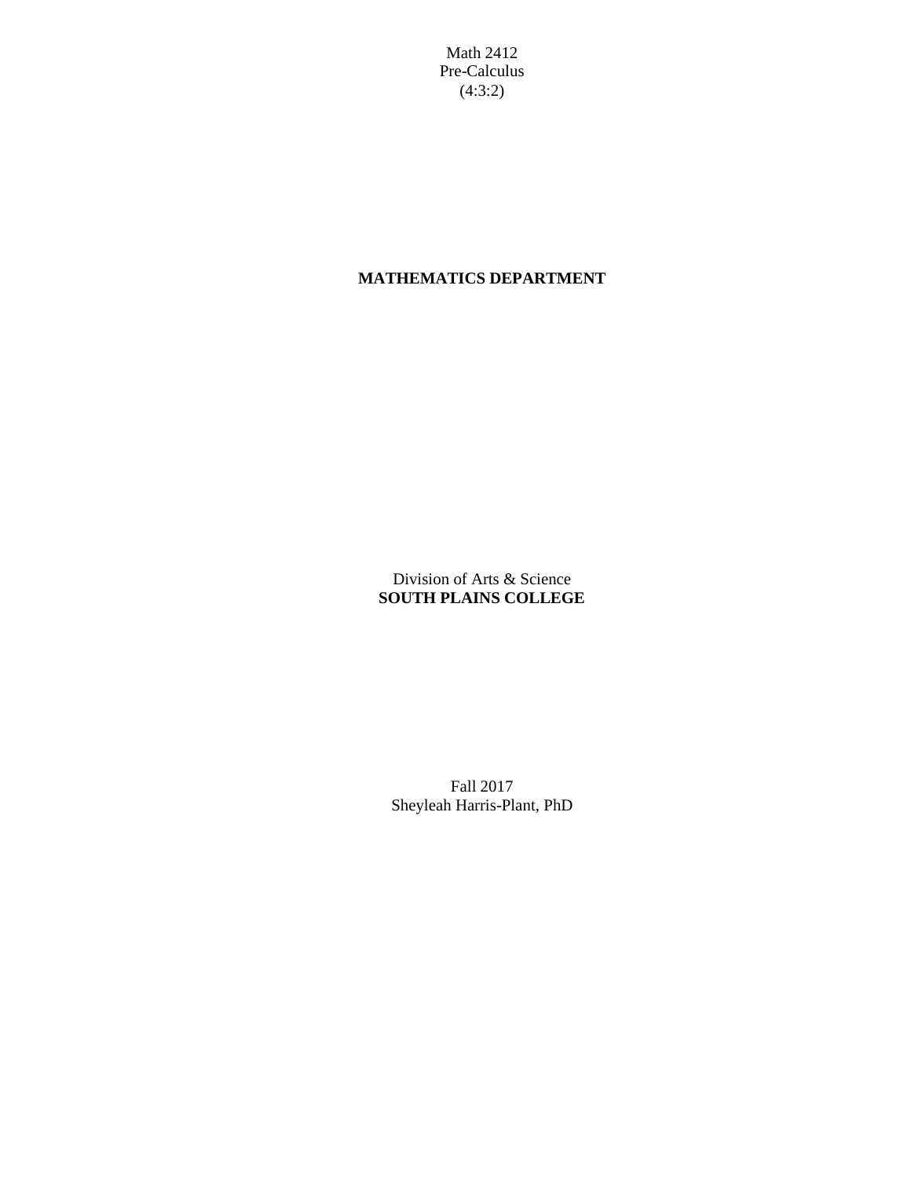Math 2412
Pre-Calculus
(4:3:2)

**MATHEMATICS DEPARTMENT**

Division of Arts & Science
**SOUTH PLAINS COLLEGE**

Fall 2017
Sheyleah Harris-Plant, PhD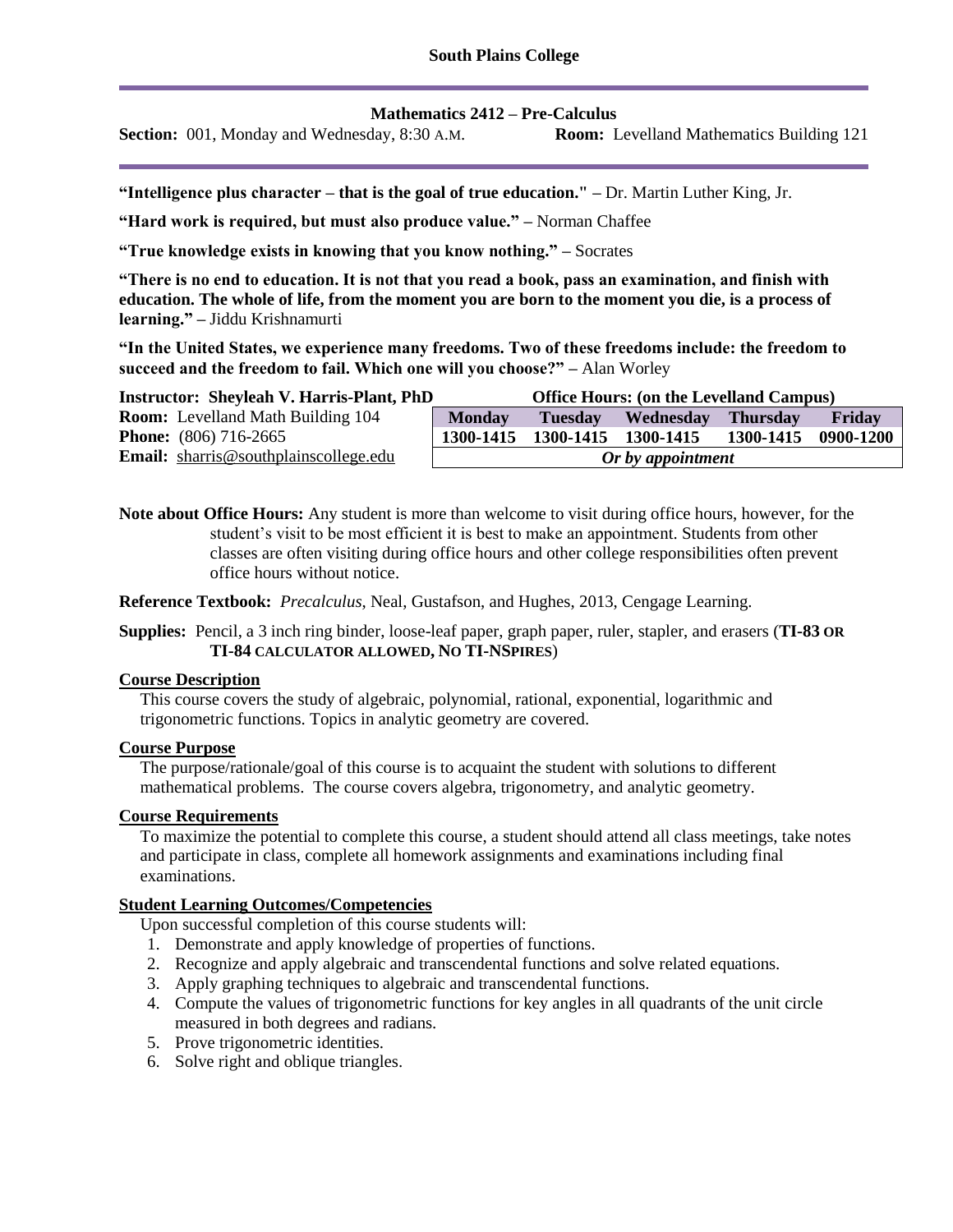**South Plains College**

---

**Mathematics 2412 – Pre-Calculus**

**Section:** 001, Monday and Wednesday, 8:30 A.M. **Room:** Levelland Mathematics Building 121

---

**"Intelligence plus character – that is the goal of true education." –** Dr. Martin Luther King, Jr.

**"Hard work is required, but must also produce value." –** Norman Chaffee

**"True knowledge exists in knowing that you know nothing." –** Socrates

**"There is no end to education. It is not that you read a book, pass an examination, and finish with education. The whole of life, from the moment you are born to the moment you die, is a process of learning." –** Jiddu Krishnamurti

**"In the United States, we experience many freedoms. Two of these freedoms include: the freedom to succeed and the freedom to fail. Which one will you choose?" –** Alan Worley

**Instructor: Sheyleah V. Harris-Plant, PhD**
**Room:** Levelland Math Building 104
**Phone:** (806) 716-2665
**Email:** sharris@southplainscollege.edu

**Office Hours: (on the Levelland Campus)**

| Monday | Tuesday | Wednesday | Thursday | Friday |
|---|---|---|---|---|
| 1300-1415 | 1300-1415 | 1300-1415 | 1300-1415 | 0900-1200 |
| *Or by appointment* | | | | |

**Note about Office Hours:** Any student is more than welcome to visit during office hours, however, for the student's visit to be most efficient it is best to make an appointment. Students from other classes are often visiting during office hours and other college responsibilities often prevent office hours without notice.

**Reference Textbook:** *Precalculus*, Neal, Gustafson, and Hughes, 2013, Cengage Learning.

**Supplies:** Pencil, a 3 inch ring binder, loose-leaf paper, graph paper, ruler, stapler, and erasers (**TI-83 OR TI-84 CALCULATOR ALLOWED, NO TI-NSPIRES**)

## Course Description

This course covers the study of algebraic, polynomial, rational, exponential, logarithmic and trigonometric functions. Topics in analytic geometry are covered.

## Course Purpose

The purpose/rationale/goal of this course is to acquaint the student with solutions to different mathematical problems. The course covers algebra, trigonometry, and analytic geometry.

## Course Requirements

To maximize the potential to complete this course, a student should attend all class meetings, take notes and participate in class, complete all homework assignments and examinations including final examinations.

## Student Learning Outcomes/Competencies

Upon successful completion of this course students will:

1. Demonstrate and apply knowledge of properties of functions.
2. Recognize and apply algebraic and transcendental functions and solve related equations.
3. Apply graphing techniques to algebraic and transcendental functions.
4. Compute the values of trigonometric functions for key angles in all quadrants of the unit circle measured in both degrees and radians.
5. Prove trigonometric identities.
6. Solve right and oblique triangles.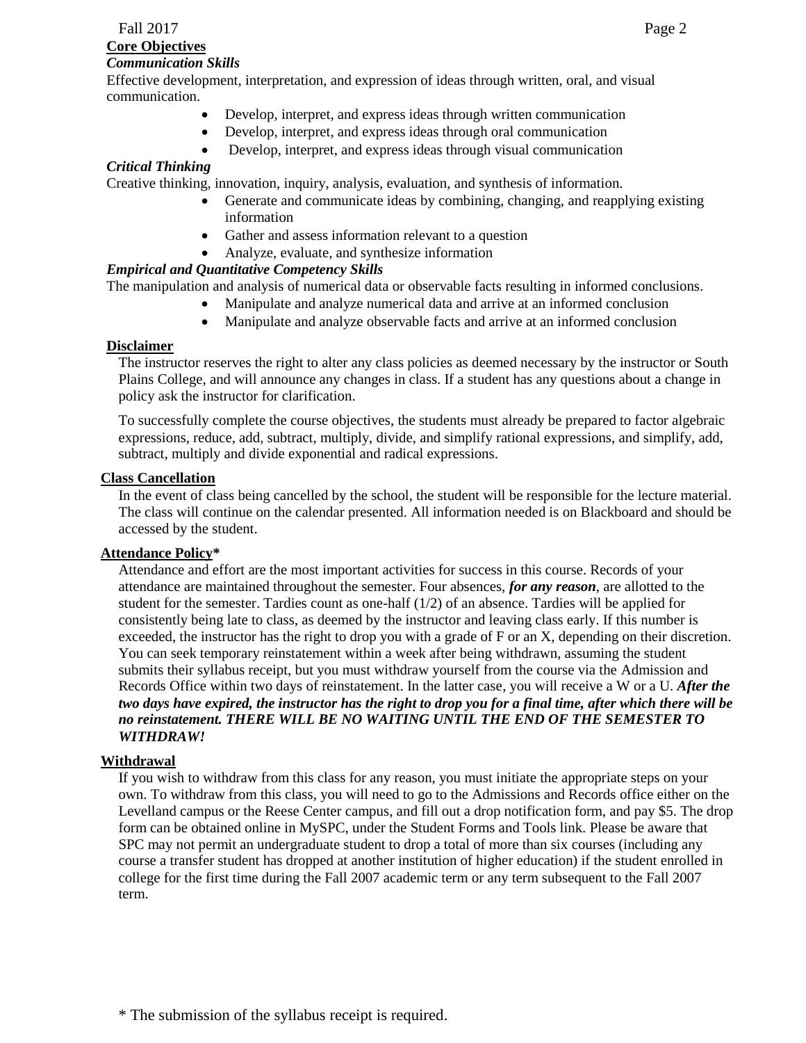## Core Objectives

### *Communication Skills*

Effective development, interpretation, and expression of ideas through written, oral, and visual communication.

- Develop, interpret, and express ideas through written communication
- Develop, interpret, and express ideas through oral communication
- Develop, interpret, and express ideas through visual communication

### *Critical Thinking*

Creative thinking, innovation, inquiry, analysis, evaluation, and synthesis of information.

- Generate and communicate ideas by combining, changing, and reapplying existing information
- Gather and assess information relevant to a question
- Analyze, evaluate, and synthesize information

### *Empirical and Quantitative Competency Skills*

The manipulation and analysis of numerical data or observable facts resulting in informed conclusions.

- Manipulate and analyze numerical data and arrive at an informed conclusion
- Manipulate and analyze observable facts and arrive at an informed conclusion

## Disclaimer

The instructor reserves the right to alter any class policies as deemed necessary by the instructor or South Plains College, and will announce any changes in class. If a student has any questions about a change in policy ask the instructor for clarification.

To successfully complete the course objectives, the students must already be prepared to factor algebraic expressions, reduce, add, subtract, multiply, divide, and simplify rational expressions, and simplify, add, subtract, multiply and divide exponential and radical expressions.

## Class Cancellation

In the event of class being cancelled by the school, the student will be responsible for the lecture material. The class will continue on the calendar presented. All information needed is on Blackboard and should be accessed by the student.

## Attendance Policy*

Attendance and effort are the most important activities for success in this course. Records of your attendance are maintained throughout the semester. Four absences, ***for any reason***, are allotted to the student for the semester. Tardies count as one-half (1/2) of an absence. Tardies will be applied for consistently being late to class, as deemed by the instructor and leaving class early. If this number is exceeded, the instructor has the right to drop you with a grade of F or an X, depending on their discretion. You can seek temporary reinstatement within a week after being withdrawn, assuming the student submits their syllabus receipt, but you must withdraw yourself from the course via the Admission and Records Office within two days of reinstatement. In the latter case, you will receive a W or a U. ***After the two days have expired, the instructor has the right to drop you for a final time, after which there will be no reinstatement. THERE WILL BE NO WAITING UNTIL THE END OF THE SEMESTER TO WITHDRAW!***

## Withdrawal

If you wish to withdraw from this class for any reason, you must initiate the appropriate steps on your own. To withdraw from this class, you will need to go to the Admissions and Records office either on the Levelland campus or the Reese Center campus, and fill out a drop notification form, and pay $5. The drop form can be obtained online in MySPC, under the Student Forms and Tools link. Please be aware that SPC may not permit an undergraduate student to drop a total of more than six courses (including any course a transfer student has dropped at another institution of higher education) if the student enrolled in college for the first time during the Fall 2007 academic term or any term subsequent to the Fall 2007 term.

\* The submission of the syllabus receipt is required.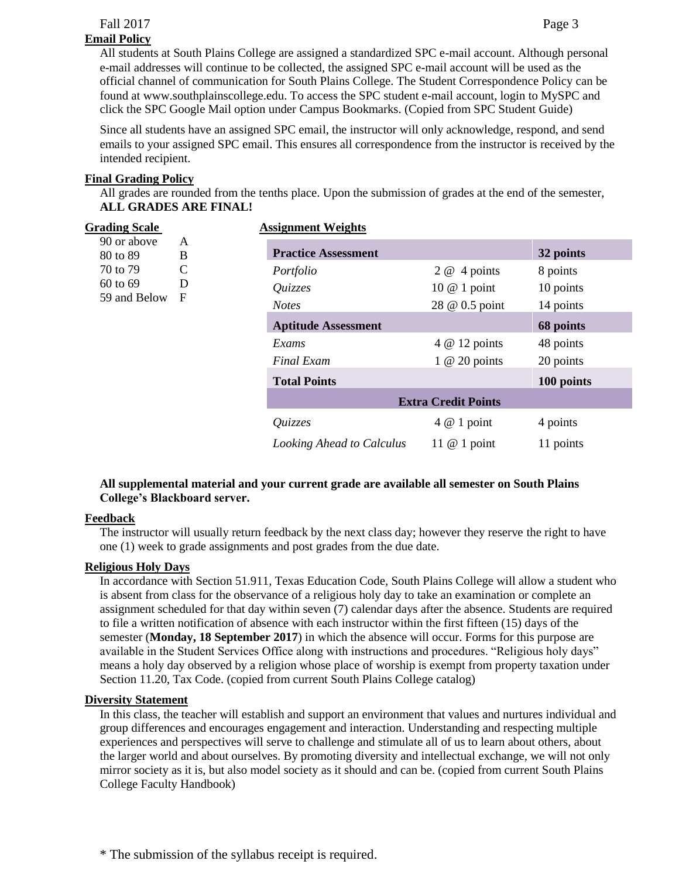## Email Policy

All students at South Plains College are assigned a standardized SPC e-mail account. Although personal e-mail addresses will continue to be collected, the assigned SPC e-mail account will be used as the official channel of communication for South Plains College. The Student Correspondence Policy can be found at www.southplainscollege.edu. To access the SPC student e-mail account, login to MySPC and click the SPC Google Mail option under Campus Bookmarks. (Copied from SPC Student Guide)

Since all students have an assigned SPC email, the instructor will only acknowledge, respond, and send emails to your assigned SPC email. This ensures all correspondence from the instructor is received by the intended recipient.

## Final Grading Policy

All grades are rounded from the tenths place. Upon the submission of grades at the end of the semester, **ALL GRADES ARE FINAL!**

## Grading Scale

| Score | Grade |
|---|---|
| 90 or above | A |
| 80 to 89 | B |
| 70 to 79 | C |
| 60 to 69 | D |
| 59 and Below | F |

## Assignment Weights

| **Practice Assessment** | | **32 points** |
|---|---|---|
| *Portfolio* | 2 @ 4 points | 8 points |
| *Quizzes* | 10 @ 1 point | 10 points |
| *Notes* | 28 @ 0.5 point | 14 points |
| **Aptitude Assessment** | | **68 points** |
| *Exams* | 4 @ 12 points | 48 points |
| *Final Exam* | 1 @ 20 points | 20 points |
| **Total Points** | | **100 points** |
| **Extra Credit Points** | | |
| *Quizzes* | 4 @ 1 point | 4 points |
| *Looking Ahead to Calculus* | 11 @ 1 point | 11 points |

**All supplemental material and your current grade are available all semester on South Plains College's Blackboard server.**

## Feedback

The instructor will usually return feedback by the next class day; however they reserve the right to have one (1) week to grade assignments and post grades from the due date.

## Religious Holy Days

In accordance with Section 51.911, Texas Education Code, South Plains College will allow a student who is absent from class for the observance of a religious holy day to take an examination or complete an assignment scheduled for that day within seven (7) calendar days after the absence. Students are required to file a written notification of absence with each instructor within the first fifteen (15) days of the semester (**Monday, 18 September 2017**) in which the absence will occur. Forms for this purpose are available in the Student Services Office along with instructions and procedures. "Religious holy days" means a holy day observed by a religion whose place of worship is exempt from property taxation under Section 11.20, Tax Code. (copied from current South Plains College catalog)

## Diversity Statement

In this class, the teacher will establish and support an environment that values and nurtures individual and group differences and encourages engagement and interaction. Understanding and respecting multiple experiences and perspectives will serve to challenge and stimulate all of us to learn about others, about the larger world and about ourselves. By promoting diversity and intellectual exchange, we will not only mirror society as it is, but also model society as it should and can be. (copied from current South Plains College Faculty Handbook)

* The submission of the syllabus receipt is required.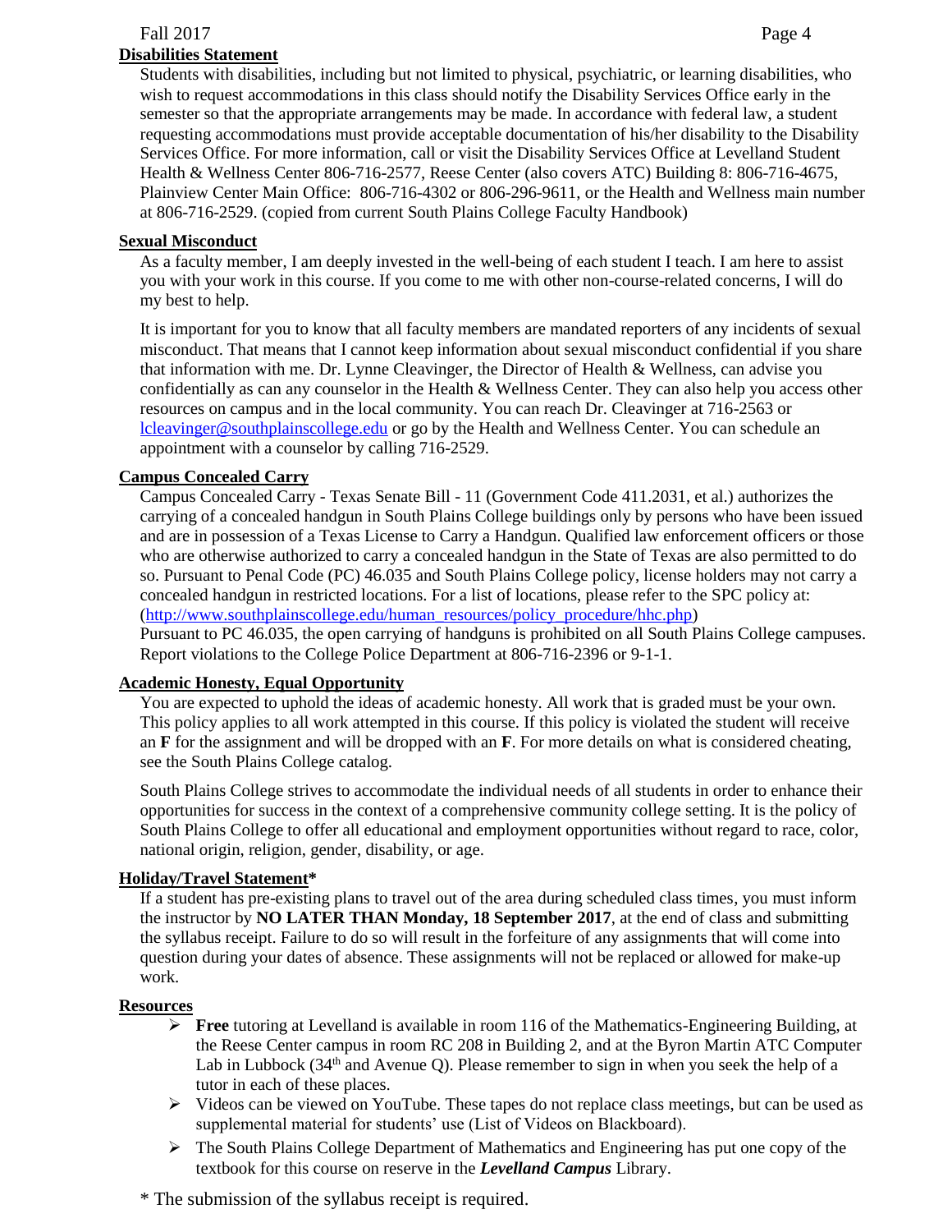## Disabilities Statement

Students with disabilities, including but not limited to physical, psychiatric, or learning disabilities, who wish to request accommodations in this class should notify the Disability Services Office early in the semester so that the appropriate arrangements may be made. In accordance with federal law, a student requesting accommodations must provide acceptable documentation of his/her disability to the Disability Services Office. For more information, call or visit the Disability Services Office at Levelland Student Health & Wellness Center 806-716-2577, Reese Center (also covers ATC) Building 8: 806-716-4675, Plainview Center Main Office: 806-716-4302 or 806-296-9611, or the Health and Wellness main number at 806-716-2529. (copied from current South Plains College Faculty Handbook)

## Sexual Misconduct

As a faculty member, I am deeply invested in the well-being of each student I teach. I am here to assist you with your work in this course. If you come to me with other non-course-related concerns, I will do my best to help.

It is important for you to know that all faculty members are mandated reporters of any incidents of sexual misconduct. That means that I cannot keep information about sexual misconduct confidential if you share that information with me. Dr. Lynne Cleavinger, the Director of Health & Wellness, can advise you confidentially as can any counselor in the Health & Wellness Center. They can also help you access other resources on campus and in the local community. You can reach Dr. Cleavinger at 716-2563 or lcleavinger@southplainscollege.edu or go by the Health and Wellness Center. You can schedule an appointment with a counselor by calling 716-2529.

## Campus Concealed Carry

Campus Concealed Carry - Texas Senate Bill - 11 (Government Code 411.2031, et al.) authorizes the carrying of a concealed handgun in South Plains College buildings only by persons who have been issued and are in possession of a Texas License to Carry a Handgun. Qualified law enforcement officers or those who are otherwise authorized to carry a concealed handgun in the State of Texas are also permitted to do so. Pursuant to Penal Code (PC) 46.035 and South Plains College policy, license holders may not carry a concealed handgun in restricted locations. For a list of locations, please refer to the SPC policy at: (http://www.southplainscollege.edu/human_resources/policy_procedure/hhc.php)

Pursuant to PC 46.035, the open carrying of handguns is prohibited on all South Plains College campuses. Report violations to the College Police Department at 806-716-2396 or 9-1-1.

## Academic Honesty, Equal Opportunity

You are expected to uphold the ideas of academic honesty. All work that is graded must be your own. This policy applies to all work attempted in this course. If this policy is violated the student will receive an **F** for the assignment and will be dropped with an **F**. For more details on what is considered cheating, see the South Plains College catalog.

South Plains College strives to accommodate the individual needs of all students in order to enhance their opportunities for success in the context of a comprehensive community college setting. It is the policy of South Plains College to offer all educational and employment opportunities without regard to race, color, national origin, religion, gender, disability, or age.

## Holiday/Travel Statement*

If a student has pre-existing plans to travel out of the area during scheduled class times, you must inform the instructor by **NO LATER THAN Monday, 18 September 2017**, at the end of class and submitting the syllabus receipt. Failure to do so will result in the forfeiture of any assignments that will come into question during your dates of absence. These assignments will not be replaced or allowed for make-up work.

## Resources

- **Free** tutoring at Levelland is available in room 116 of the Mathematics-Engineering Building, at the Reese Center campus in room RC 208 in Building 2, and at the Byron Martin ATC Computer Lab in Lubbock (34th and Avenue Q). Please remember to sign in when you seek the help of a tutor in each of these places.
- Videos can be viewed on YouTube. These tapes do not replace class meetings, but can be used as supplemental material for students' use (List of Videos on Blackboard).
- The South Plains College Department of Mathematics and Engineering has put one copy of the textbook for this course on reserve in the ***Levelland Campus*** Library.

\* The submission of the syllabus receipt is required.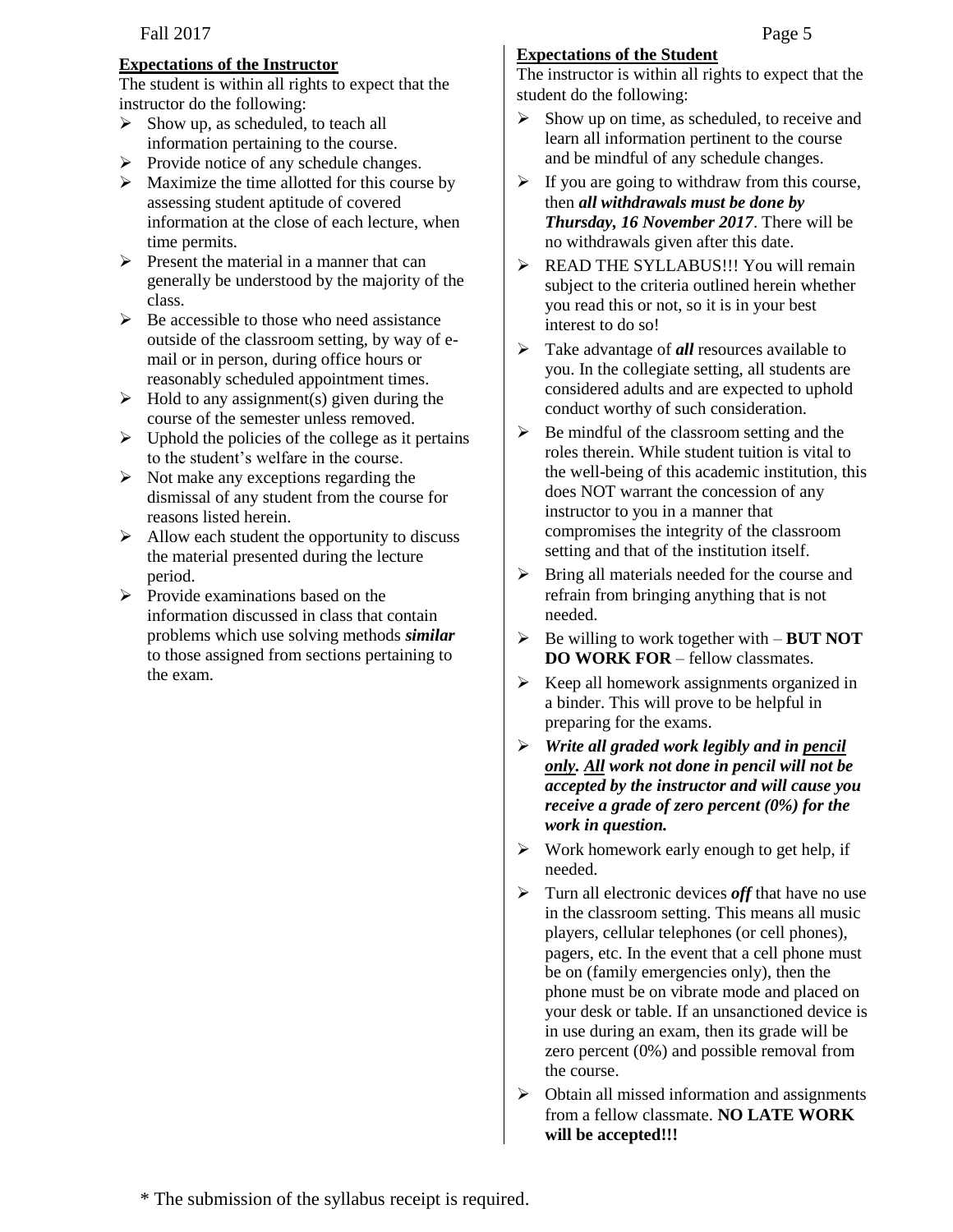**Expectations of the Instructor**

The student is within all rights to expect that the instructor do the following:

- Show up, as scheduled, to teach all information pertaining to the course.
- Provide notice of any schedule changes.
- Maximize the time allotted for this course by assessing student aptitude of covered information at the close of each lecture, when time permits.
- Present the material in a manner that can generally be understood by the majority of the class.
- Be accessible to those who need assistance outside of the classroom setting, by way of e-mail or in person, during office hours or reasonably scheduled appointment times.
- Hold to any assignment(s) given during the course of the semester unless removed.
- Uphold the policies of the college as it pertains to the student's welfare in the course.
- Not make any exceptions regarding the dismissal of any student from the course for reasons listed herein.
- Allow each student the opportunity to discuss the material presented during the lecture period.
- Provide examinations based on the information discussed in class that contain problems which use solving methods ***similar*** to those assigned from sections pertaining to the exam.

**Expectations of the Student**

The instructor is within all rights to expect that the student do the following:

- Show up on time, as scheduled, to receive and learn all information pertinent to the course and be mindful of any schedule changes.
- If you are going to withdraw from this course, then ***all withdrawals must be done by Thursday, 16 November 2017***. There will be no withdrawals given after this date.
- READ THE SYLLABUS!!! You will remain subject to the criteria outlined herein whether you read this or not, so it is in your best interest to do so!
- Take advantage of ***all*** resources available to you. In the collegiate setting, all students are considered adults and are expected to uphold conduct worthy of such consideration.
- Be mindful of the classroom setting and the roles therein. While student tuition is vital to the well-being of this academic institution, this does NOT warrant the concession of any instructor to you in a manner that compromises the integrity of the classroom setting and that of the institution itself.
- Bring all materials needed for the course and refrain from bringing anything that is not needed.
- Be willing to work together with – **BUT NOT DO WORK FOR** – fellow classmates.
- Keep all homework assignments organized in a binder. This will prove to be helpful in preparing for the exams.
- ***Write all graded work legibly and in pencil only. All work not done in pencil will not be accepted by the instructor and will cause you receive a grade of zero percent (0%) for the work in question.***
- Work homework early enough to get help, if needed.
- Turn all electronic devices ***off*** that have no use in the classroom setting. This means all music players, cellular telephones (or cell phones), pagers, etc. In the event that a cell phone must be on (family emergencies only), then the phone must be on vibrate mode and placed on your desk or table. If an unsanctioned device is in use during an exam, then its grade will be zero percent (0%) and possible removal from the course.
- Obtain all missed information and assignments from a fellow classmate. **NO LATE WORK will be accepted!!!**

\* The submission of the syllabus receipt is required.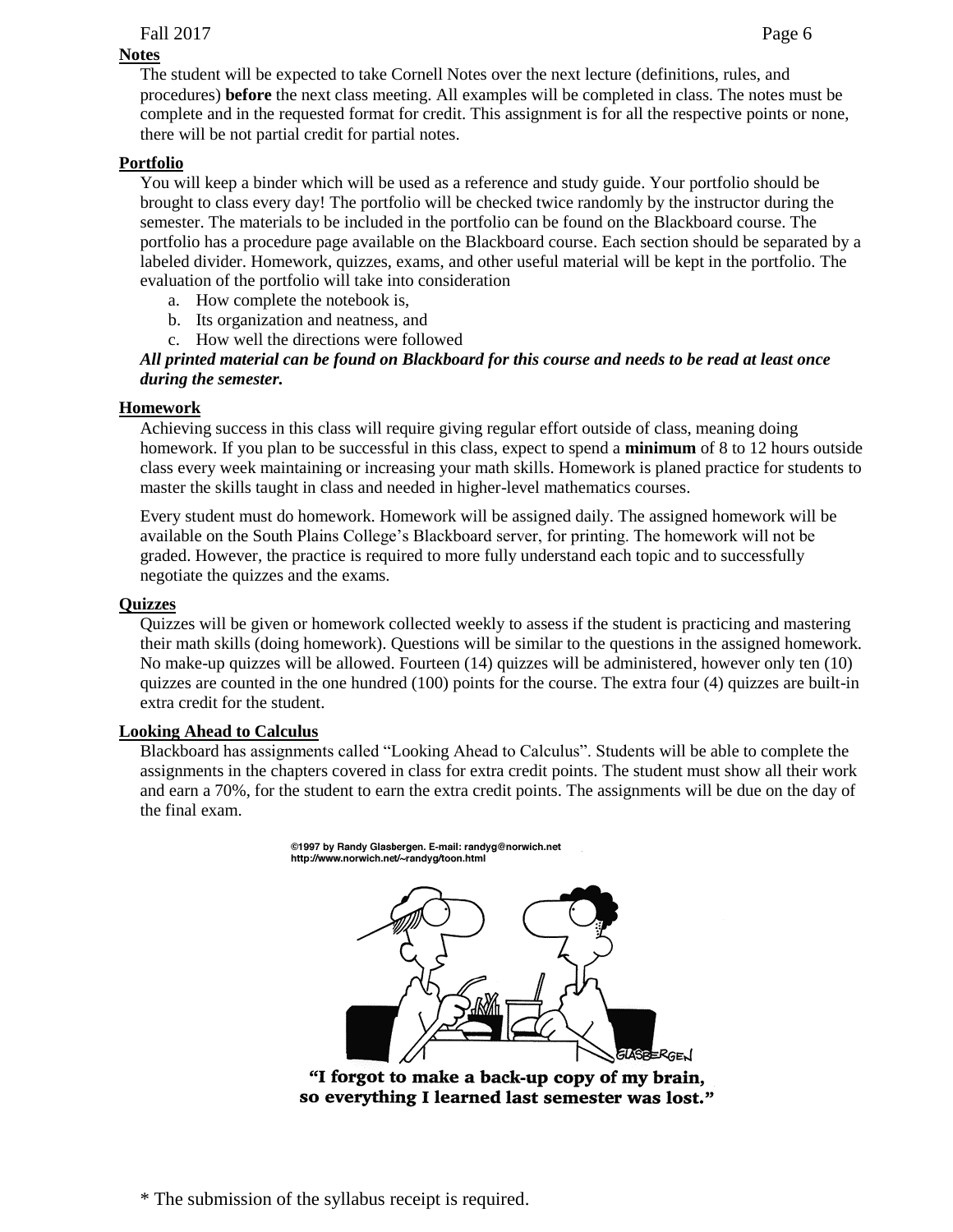**Notes**

The student will be expected to take Cornell Notes over the next lecture (definitions, rules, and procedures) **before** the next class meeting. All examples will be completed in class. The notes must be complete and in the requested format for credit. This assignment is for all the respective points or none, there will be not partial credit for partial notes.

**Portfolio**

You will keep a binder which will be used as a reference and study guide. Your portfolio should be brought to class every day! The portfolio will be checked twice randomly by the instructor during the semester. The materials to be included in the portfolio can be found on the Blackboard course. The portfolio has a procedure page available on the Blackboard course. Each section should be separated by a labeled divider. Homework, quizzes, exams, and other useful material will be kept in the portfolio. The evaluation of the portfolio will take into consideration

a. How complete the notebook is,
b. Its organization and neatness, and
c. How well the directions were followed

***All printed material can be found on Blackboard for this course and needs to be read at least once during the semester.***

**Homework**

Achieving success in this class will require giving regular effort outside of class, meaning doing homework. If you plan to be successful in this class, expect to spend a **minimum** of 8 to 12 hours outside class every week maintaining or increasing your math skills. Homework is planed practice for students to master the skills taught in class and needed in higher-level mathematics courses.

Every student must do homework. Homework will be assigned daily. The assigned homework will be available on the South Plains College's Blackboard server, for printing. The homework will not be graded. However, the practice is required to more fully understand each topic and to successfully negotiate the quizzes and the exams.

**Quizzes**

Quizzes will be given or homework collected weekly to assess if the student is practicing and mastering their math skills (doing homework). Questions will be similar to the questions in the assigned homework. No make-up quizzes will be allowed. Fourteen (14) quizzes will be administered, however only ten (10) quizzes are counted in the one hundred (100) points for the course. The extra four (4) quizzes are built-in extra credit for the student.

**Looking Ahead to Calculus**

Blackboard has assignments called "Looking Ahead to Calculus". Students will be able to complete the assignments in the chapters covered in class for extra credit points. The student must show all their work and earn a 70%, for the student to earn the extra credit points. The assignments will be due on the day of the final exam.

©1997 by Randy Glasbergen. E-mail: randyg@norwich.net
http://www.norwich.net/~randyg/toon.html

**"I forgot to make a back-up copy of my brain, so everything I learned last semester was lost."**

* The submission of the syllabus receipt is required.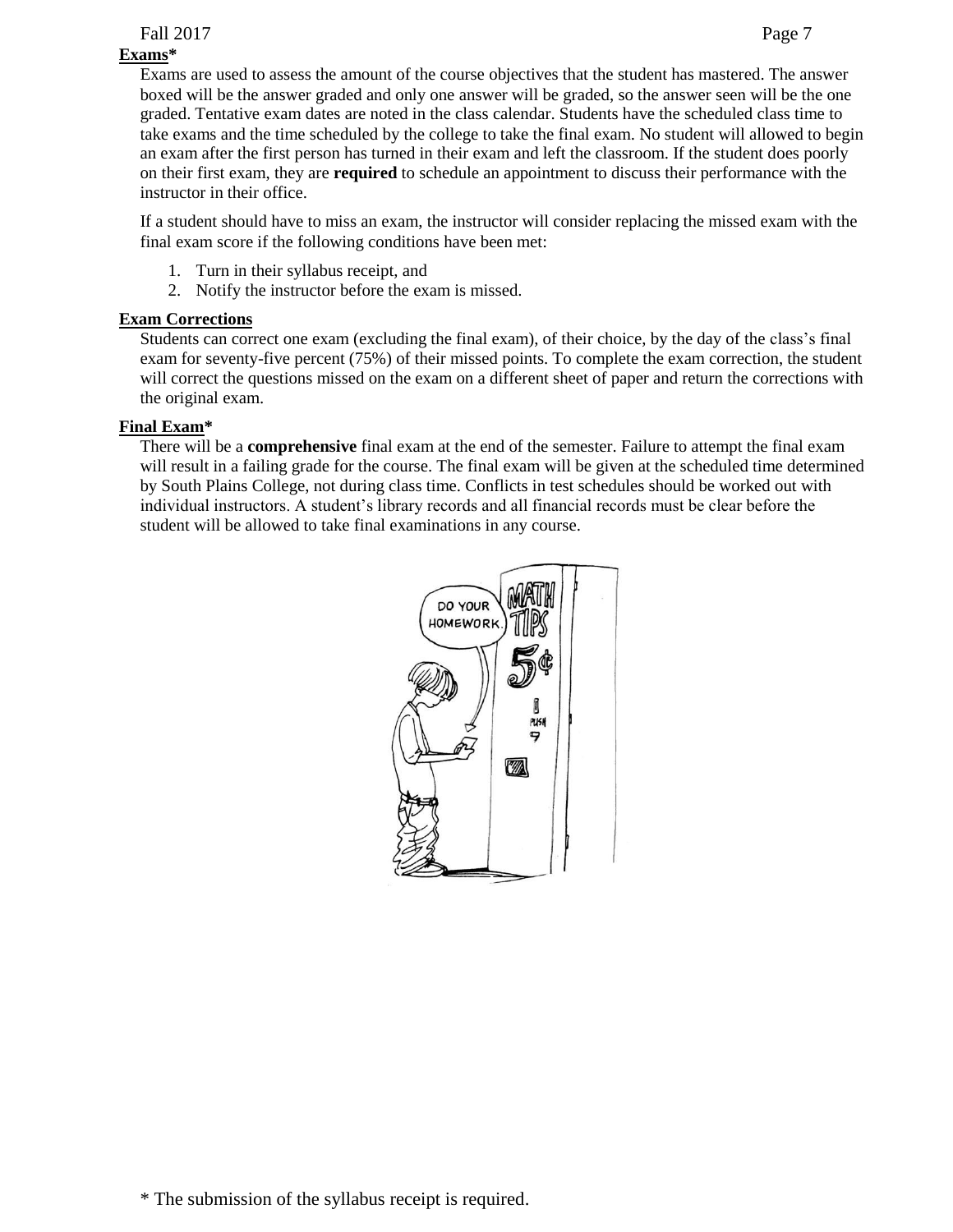**Exams***

Exams are used to assess the amount of the course objectives that the student has mastered. The answer boxed will be the answer graded and only one answer will be graded, so the answer seen will be the one graded. Tentative exam dates are noted in the class calendar. Students have the scheduled class time to take exams and the time scheduled by the college to take the final exam. No student will allowed to begin an exam after the first person has turned in their exam and left the classroom. If the student does poorly on their first exam, they are **required** to schedule an appointment to discuss their performance with the instructor in their office.

If a student should have to miss an exam, the instructor will consider replacing the missed exam with the final exam score if the following conditions have been met:

1. Turn in their syllabus receipt, and
2. Notify the instructor before the exam is missed.

**Exam Corrections**

Students can correct one exam (excluding the final exam), of their choice, by the day of the class's final exam for seventy-five percent (75%) of their missed points. To complete the exam correction, the student will correct the questions missed on the exam on a different sheet of paper and return the corrections with the original exam.

**Final Exam***

There will be a **comprehensive** final exam at the end of the semester. Failure to attempt the final exam will result in a failing grade for the course. The final exam will be given at the scheduled time determined by South Plains College, not during class time. Conflicts in test schedules should be worked out with individual instructors. A student's library records and all financial records must be clear before the student will be allowed to take final examinations in any course.

* The submission of the syllabus receipt is required.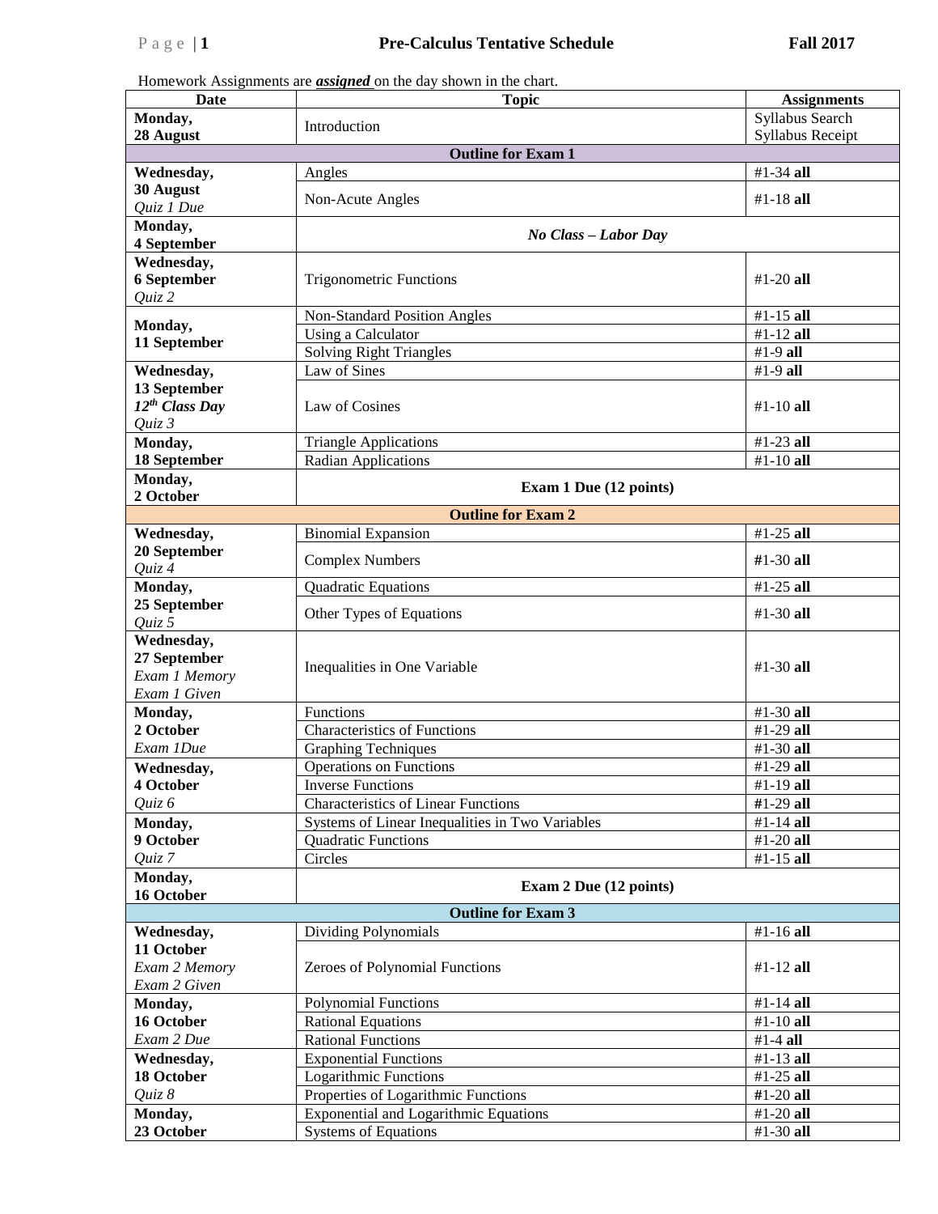# Pre-Calculus Tentative Schedule

**Fall 2017**

Homework Assignments are ***assigned*** on the day shown in the chart.

| Date | Topic | Assignments |
|---|---|---|
| **Monday, 28 August** | Introduction | Syllabus Search<br>Syllabus Receipt |
| | **Outline for Exam 1** | |
| **Wednesday, 30 August** *Quiz 1 Due* | Angles | #1-34 **all** |
| | Non-Acute Angles | #1-18 **all** |
| **Monday, 4 September** | ***No Class – Labor Day*** | |
| **Wednesday, 6 September** *Quiz 2* | Trigonometric Functions | #1-20 **all** |
| **Monday, 11 September** | Non-Standard Position Angles | #1-15 **all** |
| | Using a Calculator | #1-12 **all** |
| | Solving Right Triangles | #1-9 **all** |
| **Wednesday, 13 September** ***12th Class Day*** *Quiz 3* | Law of Sines | #1-9 **all** |
| | Law of Cosines | #1-10 **all** |
| **Monday, 18 September** | Triangle Applications | #1-23 **all** |
| | Radian Applications | #1-10 **all** |
| **Monday, 2 October** | **Exam 1 Due (12 points)** | |
| | **Outline for Exam 2** | |
| **Wednesday, 20 September** *Quiz 4* | Binomial Expansion | #1-25 **all** |
| | Complex Numbers | #1-30 **all** |
| **Monday, 25 September** *Quiz 5* | Quadratic Equations | #1-25 **all** |
| | Other Types of Equations | #1-30 **all** |
| **Wednesday, 27 September** *Exam 1 Memory* *Exam 1 Given* | Inequalities in One Variable | #1-30 **all** |
| **Monday, 2 October** *Exam 1Due* | Functions | #1-30 **all** |
| | Characteristics of Functions | #1-29 **all** |
| | Graphing Techniques | #1-30 **all** |
| **Wednesday, 4 October** *Quiz 6* | Operations on Functions | #1-29 **all** |
| | Inverse Functions | #1-19 **all** |
| | Characteristics of Linear Functions | #1-29 **all** |
| **Monday, 9 October** *Quiz 7* | Systems of Linear Inequalities in Two Variables | #1-14 **all** |
| | Quadratic Functions | #1-20 **all** |
| | Circles | #1-15 **all** |
| **Monday, 16 October** | **Exam 2 Due (12 points)** | |
| | **Outline for Exam 3** | |
| **Wednesday, 11 October** *Exam 2 Memory* *Exam 2 Given* | Dividing Polynomials | #1-16 **all** |
| | Zeroes of Polynomial Functions | #1-12 **all** |
| **Monday, 16 October** *Exam 2 Due* | Polynomial Functions | #1-14 **all** |
| | Rational Equations | #1-10 **all** |
| | Rational Functions | #1-4 **all** |
| **Wednesday, 18 October** *Quiz 8* | Exponential Functions | #1-13 **all** |
| | Logarithmic Functions | #1-25 **all** |
| | Properties of Logarithmic Functions | #1-20 **all** |
| **Monday, 23 October** | Exponential and Logarithmic Equations | #1-20 **all** |
| | Systems of Equations | #1-30 **all** |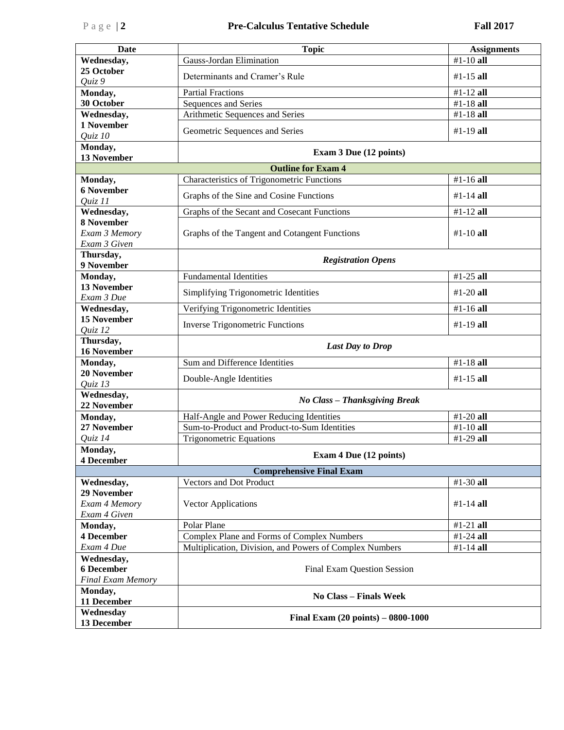| Date | Topic | Assignments |
|---|---|---|
| **Wednesday, 25 October** *Quiz 9* | Gauss-Jordan Elimination | #1-10 **all** |
| | Determinants and Cramer's Rule | #1-15 **all** |
| **Monday, 30 October** | Partial Fractions | #1-12 **all** |
| | Sequences and Series | #1-18 **all** |
| **Wednesday, 1 November** *Quiz 10* | Arithmetic Sequences and Series | #1-18 **all** |
| | Geometric Sequences and Series | #1-19 **all** |
| **Monday, 13 November** | **Exam 3 Due (12 points)** | |
| | **Outline for Exam 4** | |
| **Monday, 6 November** *Quiz 11* | Characteristics of Trigonometric Functions | #1-16 **all** |
| | Graphs of the Sine and Cosine Functions | #1-14 **all** |
| **Wednesday, 8 November** *Exam 3 Memory* *Exam 3 Given* | Graphs of the Secant and Cosecant Functions | #1-12 **all** |
| | Graphs of the Tangent and Cotangent Functions | #1-10 **all** |
| **Thursday, 9 November** | ***Registration Opens*** | |
| **Monday, 13 November** *Exam 3 Due* | Fundamental Identities | #1-25 **all** |
| | Simplifying Trigonometric Identities | #1-20 **all** |
| **Wednesday, 15 November** *Quiz 12* | Verifying Trigonometric Identities | #1-16 **all** |
| | Inverse Trigonometric Functions | #1-19 **all** |
| **Thursday, 16 November** | ***Last Day to Drop*** | |
| **Monday, 20 November** *Quiz 13* | Sum and Difference Identities | #1-18 **all** |
| | Double-Angle Identities | #1-15 **all** |
| **Wednesday, 22 November** | ***No Class – Thanksgiving Break*** | |
| **Monday, 27 November** *Quiz 14* | Half-Angle and Power Reducing Identities | #1-20 **all** |
| | Sum-to-Product and Product-to-Sum Identities | #1-10 **all** |
| | Trigonometric Equations | #1-29 **all** |
| **Monday, 4 December** | **Exam 4 Due (12 points)** | |
| | **Comprehensive Final Exam** | |
| **Wednesday, 29 November** *Exam 4 Memory* *Exam 4 Given* | Vectors and Dot Product | #1-30 **all** |
| | Vector Applications | #1-14 **all** |
| **Monday, 4 December** *Exam 4 Due* | Polar Plane | #1-21 **all** |
| | Complex Plane and Forms of Complex Numbers | #1-24 **all** |
| | Multiplication, Division, and Powers of Complex Numbers | #1-14 **all** |
| **Wednesday, 6 December** *Final Exam Memory* | Final Exam Question Session | |
| **Monday, 11 December** | **No Class – Finals Week** | |
| **Wednesday 13 December** | **Final Exam (20 points) – 0800-1000** | |